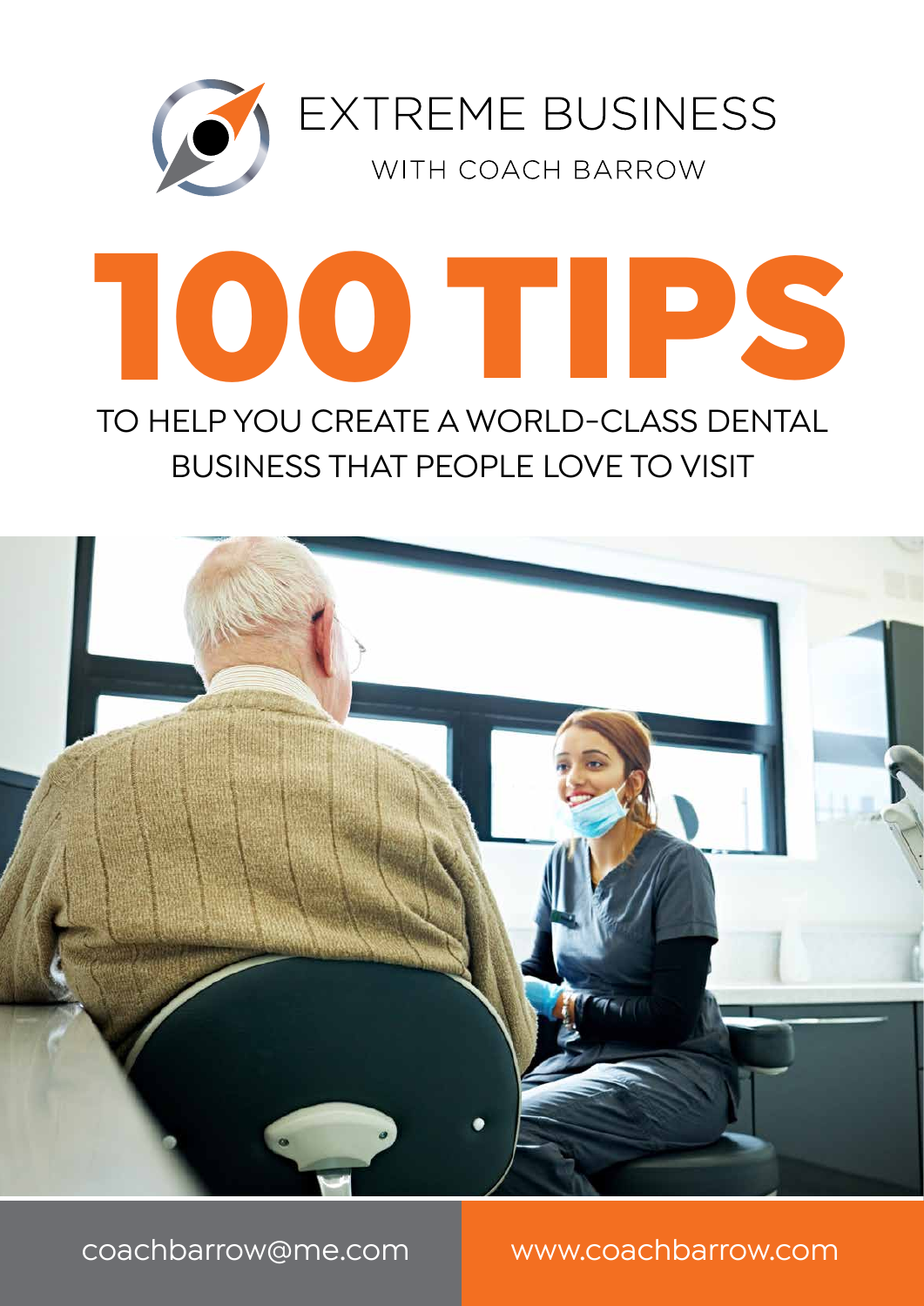EXTREME BUSINESS

WITH COACH BARROW

# 100 TIPS

## TO HELP YOU CREATE A WORLD-CLASS DENTAL BUSINESS THAT PEOPLE LOVE TO VISIT

coachbarrow@me.com

www.coachbarrow.com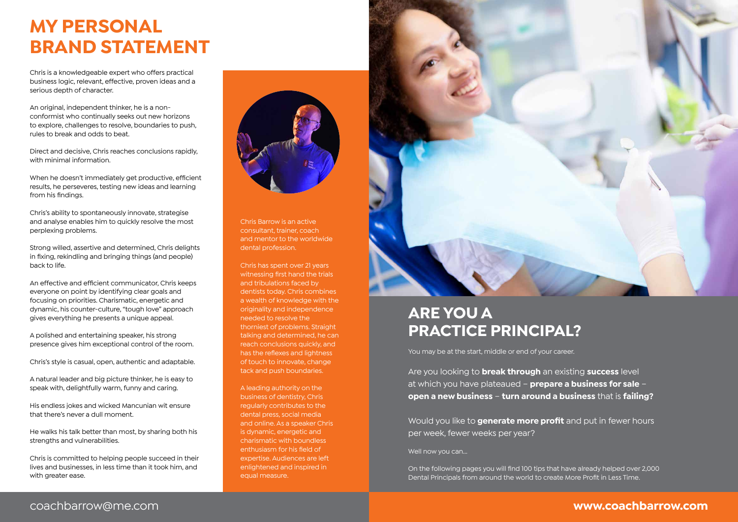# MY PERSONAL BRAND STATEMENT

Chris is a knowledgeable expert who offers practical business logic, relevant, effective, proven ideas and a serious depth of character.

An original, independent thinker, he is a non-conformist who continually seeks out new horizons to explore, challenges to resolve, boundaries to push, rules to break and odds to beat.

Direct and decisive, Chris reaches conclusions rapidly, with minimal information.

When he doesn't immediately get productive, efficient results, he perseveres, testing new ideas and learning from his findings.

Chris's ability to spontaneously innovate, strategise and analyse enables him to quickly resolve the most perplexing problems.

Strong willed, assertive and determined, Chris delights in fixing, rekindling and bringing things (and people) back to life.

An effective and efficient communicator, Chris keeps everyone on point by identifying clear goals and focusing on priorities. Charismatic, energetic and dynamic, his counter-culture, "tough love" approach gives everything he presents a unique appeal.

A polished and entertaining speaker, his strong presence gives him exceptional control of the room.

Chris's style is casual, open, authentic and adaptable.

A natural leader and big picture thinker, he is easy to speak with, delightfully warm, funny and caring.

His endless jokes and wicked Mancunian wit ensure that there's never a dull moment.

He walks his talk better than most, by sharing both his strengths and vulnerabilities.

Chris is committed to helping people succeed in their lives and businesses, in less time than it took him, and with greater ease.

Chris Barrow is an active consultant, trainer, coach and mentor to the worldwide dental profession.

Chris has spent over 21 years witnessing first hand the trials and tribulations faced by dentists today. Chris combines a wealth of knowledge with the originality and independence needed to resolve the thorniest of problems. Straight talking and determined, he can reach conclusions quickly, and has the reflexes and lightness of touch to innovate, change tack and push boundaries.

A leading authority on the business of dentistry, Chris regularly contributes to the dental press, social media and online. As a speaker Chris is dynamic, energetic and charismatic with boundless enthusiasm for his field of expertise. Audiences are left enlightened and inspired in equal measure.

## ARE YOU A PRACTICE PRINCIPAL?

You may be at the start, middle or end of your career.

Are you looking to **break through** an existing **success** level at which you have plateaued – **prepare a business for sale** – **open a new business** – **turn around a business** that is **failing?**

Would you like to **generate more profit** and put in fewer hours per week, fewer weeks per year?

Well now you can...

On the following pages you will find 100 tips that have already helped over 2,000 Dental Principals from around the world to create More Profit in Less Time.

coachbarrow@me.com

**www.coachbarrow.com**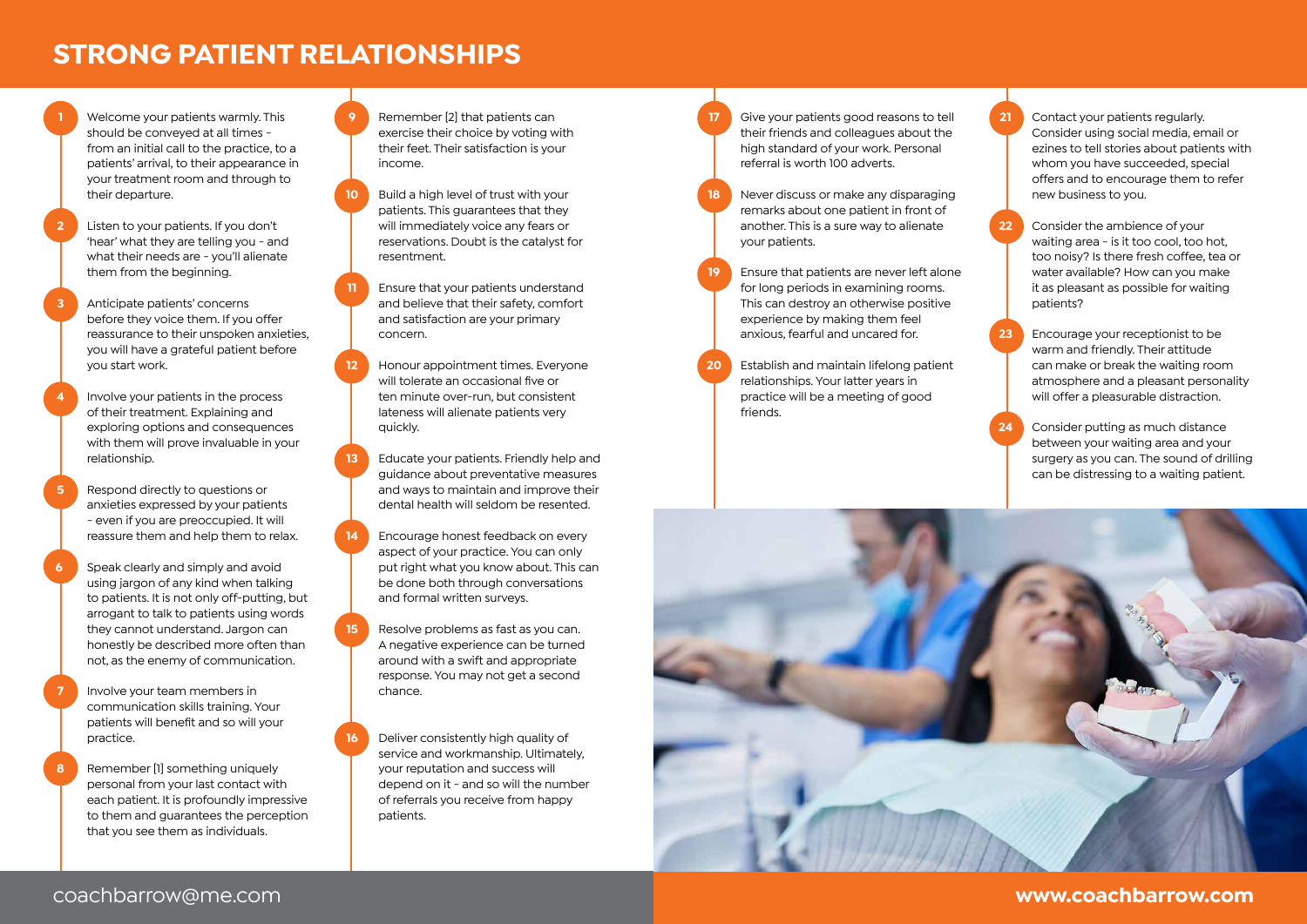# STRONG PATIENT RELATIONSHIPS

1. Welcome your patients warmly. This should be conveyed at all times – from an initial call to the practice, to a patients' arrival, to their appearance in your treatment room and through to their departure.

2. Listen to your patients. If you don't 'hear' what they are telling you – and what their needs are – you'll alienate them from the beginning.

3. Anticipate patients' concerns before they voice them. If you offer reassurance to their unspoken anxieties, you will have a grateful patient before you start work.

4. Involve your patients in the process of their treatment. Explaining and exploring options and consequences with them will prove invaluable in your relationship.

5. Respond directly to questions or anxieties expressed by your patients – even if you are preoccupied. It will reassure them and help them to relax.

6. Speak clearly and simply and avoid using jargon of any kind when talking to patients. It is not only off-putting, but arrogant to talk to patients using words they cannot understand. Jargon can honestly be described more often than not, as the enemy of communication.

7. Involve your team members in communication skills training. Your patients will benefit and so will your practice.

8. Remember [1] something uniquely personal from your last contact with each patient. It is profoundly impressive to them and guarantees the perception that you see them as individuals.

9. Remember [2] that patients can exercise their choice by voting with their feet. Their satisfaction is your income.

10. Build a high level of trust with your patients. This guarantees that they will immediately voice any fears or reservations. Doubt is the catalyst for resentment.

11. Ensure that your patients understand and believe that their safety, comfort and satisfaction are your primary concern.

12. Honour appointment times. Everyone will tolerate an occasional five or ten minute over-run, but consistent lateness will alienate patients very quickly.

13. Educate your patients. Friendly help and guidance about preventative measures and ways to maintain and improve their dental health will seldom be resented.

14. Encourage honest feedback on every aspect of your practice. You can only put right what you know about. This can be done both through conversations and formal written surveys.

15. Resolve problems as fast as you can. A negative experience can be turned around with a swift and appropriate response. You may not get a second chance.

16. Deliver consistently high quality of service and workmanship. Ultimately, your reputation and success will depend on it – and so will the number of referrals you receive from happy patients.

17. Give your patients good reasons to tell their friends and colleagues about the high standard of your work. Personal referral is worth 100 adverts.

18. Never discuss or make any disparaging remarks about one patient in front of another. This is a sure way to alienate your patients.

19. Ensure that patients are never left alone for long periods in examining rooms. This can destroy an otherwise positive experience by making them feel anxious, fearful and uncared for.

20. Establish and maintain lifelong patient relationships. Your latter years in practice will be a meeting of good friends.

21. Contact your patients regularly. Consider using social media, email or ezines to tell stories about patients with whom you have succeeded, special offers and to encourage them to refer new business to you.

22. Consider the ambience of your waiting area – is it too cool, too hot, too noisy? Is there fresh coffee, tea or water available? How can you make it as pleasant as possible for waiting patients?

23. Encourage your receptionist to be warm and friendly. Their attitude can make or break the waiting room atmosphere and a pleasant personality will offer a pleasurable distraction.

24. Consider putting as much distance between your waiting area and your surgery as you can. The sound of drilling can be distressing to a waiting patient.

coachbarrow@me.com

**www.coachbarrow.com**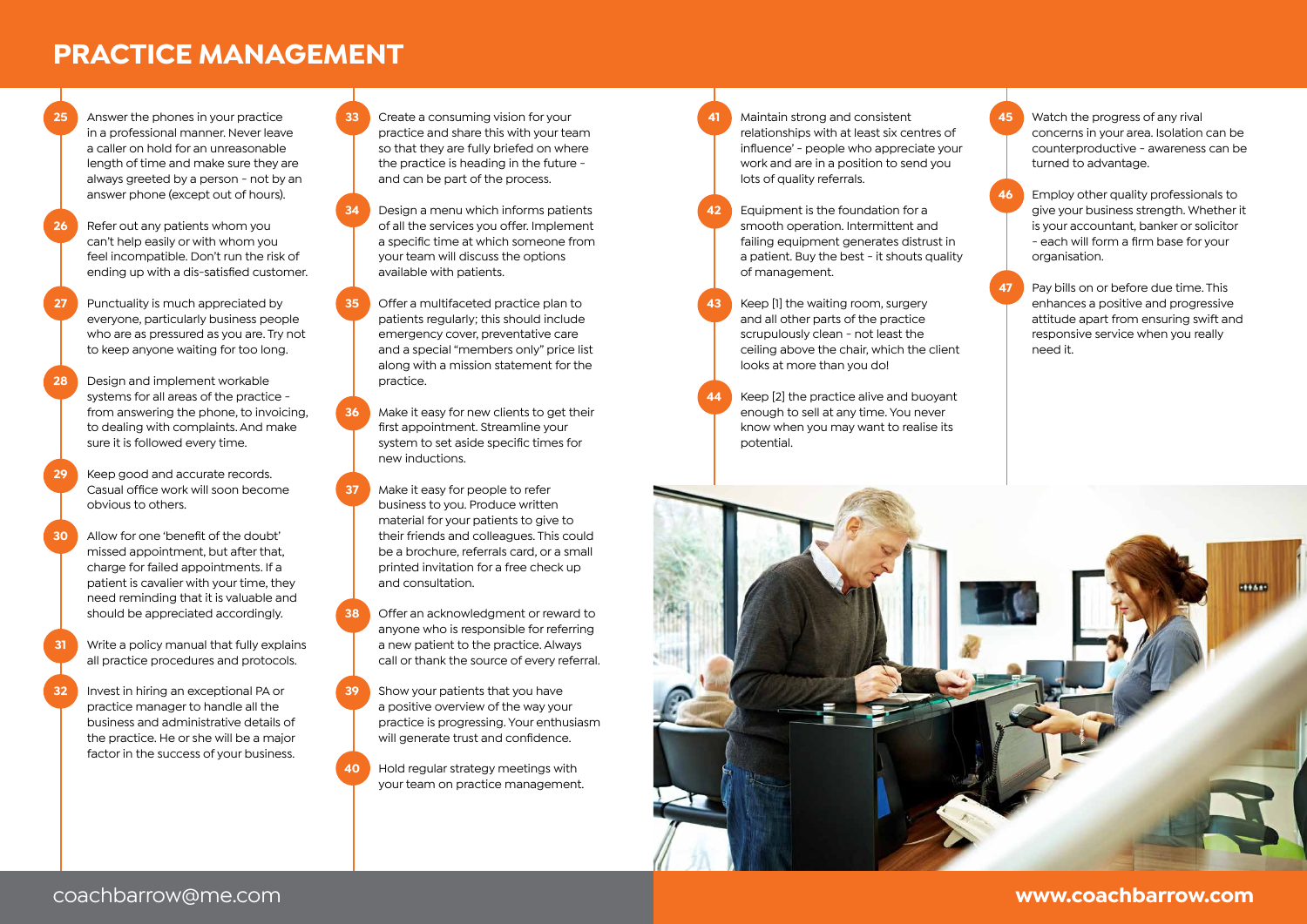# PRACTICE MANAGEMENT

25. Answer the phones in your practice in a professional manner. Never leave a caller on hold for an unreasonable length of time and make sure they are always greeted by a person - not by an answer phone (except out of hours).

26. Refer out any patients whom you can't help easily or with whom you feel incompatible. Don't run the risk of ending up with a dis-satisfied customer.

27. Punctuality is much appreciated by everyone, particularly business people who are as pressured as you are. Try not to keep anyone waiting for too long.

28. Design and implement workable systems for all areas of the practice - from answering the phone, to invoicing, to dealing with complaints. And make sure it is followed every time.

29. Keep good and accurate records. Casual office work will soon become obvious to others.

30. Allow for one 'benefit of the doubt' missed appointment, but after that, charge for failed appointments. If a patient is cavalier with your time, they need reminding that it is valuable and should be appreciated accordingly.

31. Write a policy manual that fully explains all practice procedures and protocols.

32. Invest in hiring an exceptional PA or practice manager to handle all the business and administrative details of the practice. He or she will be a major factor in the success of your business.

33. Create a consuming vision for your practice and share this with your team so that they are fully briefed on where the practice is heading in the future - and can be part of the process.

34. Design a menu which informs patients of all the services you offer. Implement a specific time at which someone from your team will discuss the options available with patients.

35. Offer a multifaceted practice plan to patients regularly; this should include emergency cover, preventative care and a special "members only" price list along with a mission statement for the practice.

36. Make it easy for new clients to get their first appointment. Streamline your system to set aside specific times for new inductions.

37. Make it easy for people to refer business to you. Produce written material for your patients to give to their friends and colleagues. This could be a brochure, referrals card, or a small printed invitation for a free check up and consultation.

38. Offer an acknowledgment or reward to anyone who is responsible for referring a new patient to the practice. Always call or thank the source of every referral.

39. Show your patients that you have a positive overview of the way your practice is progressing. Your enthusiasm will generate trust and confidence.

40. Hold regular strategy meetings with your team on practice management.

41. Maintain strong and consistent relationships with at least six centres of influence' - people who appreciate your work and are in a position to send you lots of quality referrals.

42. Equipment is the foundation for a smooth operation. Intermittent and failing equipment generates distrust in a patient. Buy the best - it shouts quality of management.

43. Keep [1] the waiting room, surgery and all other parts of the practice scrupulously clean - not least the ceiling above the chair, which the client looks at more than you do!

44. Keep [2] the practice alive and buoyant enough to sell at any time. You never know when you may want to realise its potential.

45. Watch the progress of any rival concerns in your area. Isolation can be counterproductive - awareness can be turned to advantage.

46. Employ other quality professionals to give your business strength. Whether it is your accountant, banker or solicitor - each will form a firm base for your organisation.

47. Pay bills on or before due time. This enhances a positive and progressive attitude apart from ensuring swift and responsive service when you really need it.

coachbarrow@me.com

**www.coachbarrow.com**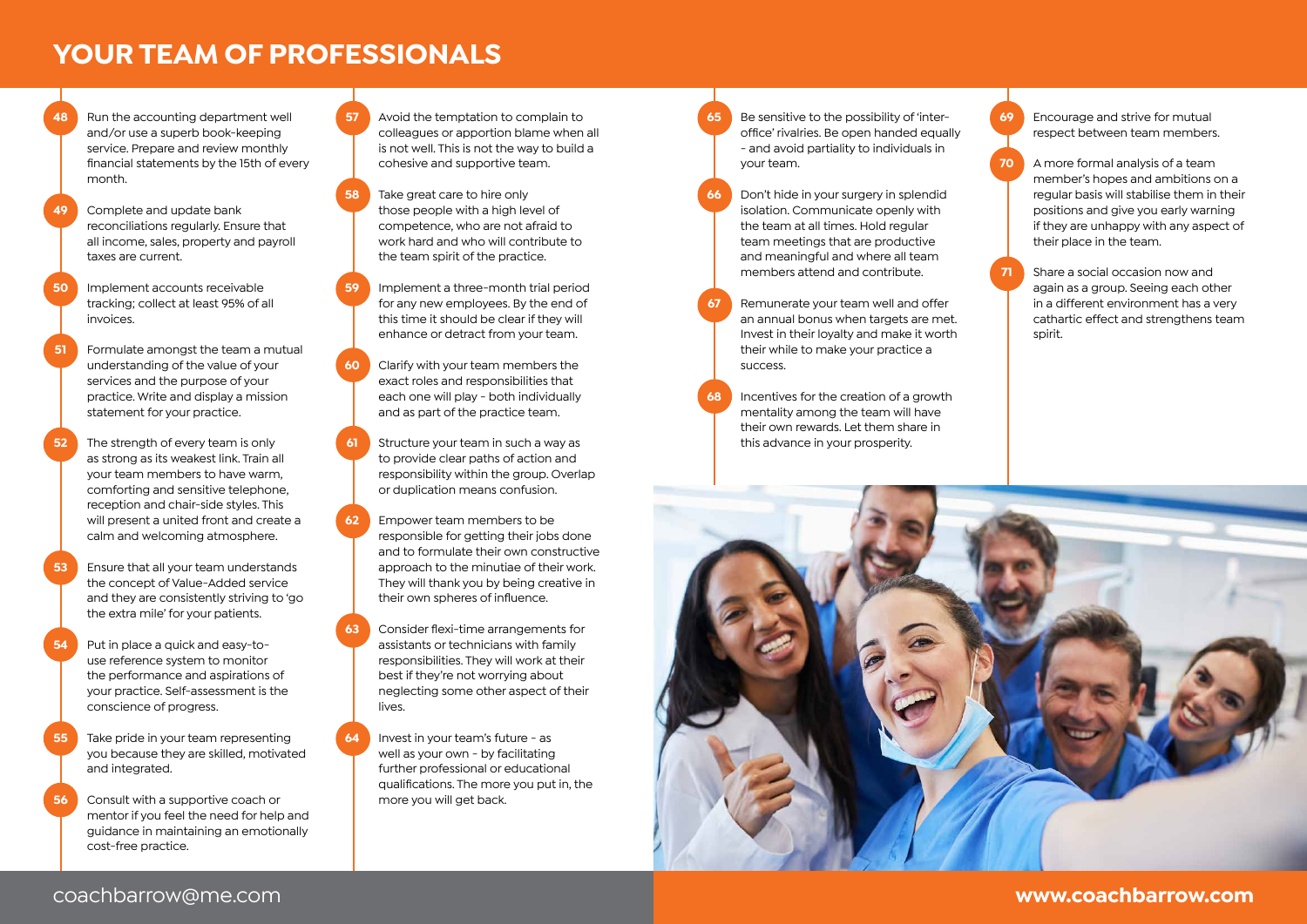# YOUR TEAM OF PROFESSIONALS

48. Run the accounting department well and/or use a superb book-keeping service. Prepare and review monthly financial statements by the 15th of every month.

49. Complete and update bank reconciliations regularly. Ensure that all income, sales, property and payroll taxes are current.

50. Implement accounts receivable tracking; collect at least 95% of all invoices.

51. Formulate amongst the team a mutual understanding of the value of your services and the purpose of your practice. Write and display a mission statement for your practice.

52. The strength of every team is only as strong as its weakest link. Train all your team members to have warm, comforting and sensitive telephone, reception and chair-side styles. This will present a united front and create a calm and welcoming atmosphere.

53. Ensure that all your team understands the concept of Value-Added service and they are consistently striving to 'go the extra mile' for your patients.

54. Put in place a quick and easy-to-use reference system to monitor the performance and aspirations of your practice. Self-assessment is the conscience of progress.

55. Take pride in your team representing you because they are skilled, motivated and integrated.

56. Consult with a supportive coach or mentor if you feel the need for help and guidance in maintaining an emotionally cost-free practice.

57. Avoid the temptation to complain to colleagues or apportion blame when all is not well. This is not the way to build a cohesive and supportive team.

58. Take great care to hire only those people with a high level of competence, who are not afraid to work hard and who will contribute to the team spirit of the practice.

59. Implement a three-month trial period for any new employees. By the end of this time it should be clear if they will enhance or detract from your team.

60. Clarify with your team members the exact roles and responsibilities that each one will play - both individually and as part of the practice team.

61. Structure your team in such a way as to provide clear paths of action and responsibility within the group. Overlap or duplication means confusion.

62. Empower team members to be responsible for getting their jobs done and to formulate their own constructive approach to the minutiae of their work. They will thank you by being creative in their own spheres of influence.

63. Consider flexi-time arrangements for assistants or technicians with family responsibilities. They will work at their best if they're not worrying about neglecting some other aspect of their lives.

64. Invest in your team's future - as well as your own - by facilitating further professional or educational qualifications. The more you put in, the more you will get back.

65. Be sensitive to the possibility of 'inter-office' rivalries. Be open handed equally - and avoid partiality to individuals in your team.

66. Don't hide in your surgery in splendid isolation. Communicate openly with the team at all times. Hold regular team meetings that are productive and meaningful and where all team members attend and contribute.

67. Remunerate your team well and offer an annual bonus when targets are met. Invest in their loyalty and make it worth their while to make your practice a success.

68. Incentives for the creation of a growth mentality among the team will have their own rewards. Let them share in this advance in your prosperity.

69. Encourage and strive for mutual respect between team members.

70. A more formal analysis of a team member's hopes and ambitions on a regular basis will stabilise them in their positions and give you early warning if they are unhappy with any aspect of their place in the team.

71. Share a social occasion now and again as a group. Seeing each other in a different environment has a very cathartic effect and strengthens team spirit.

coachbarrow@me.com

**www.coachbarrow.com**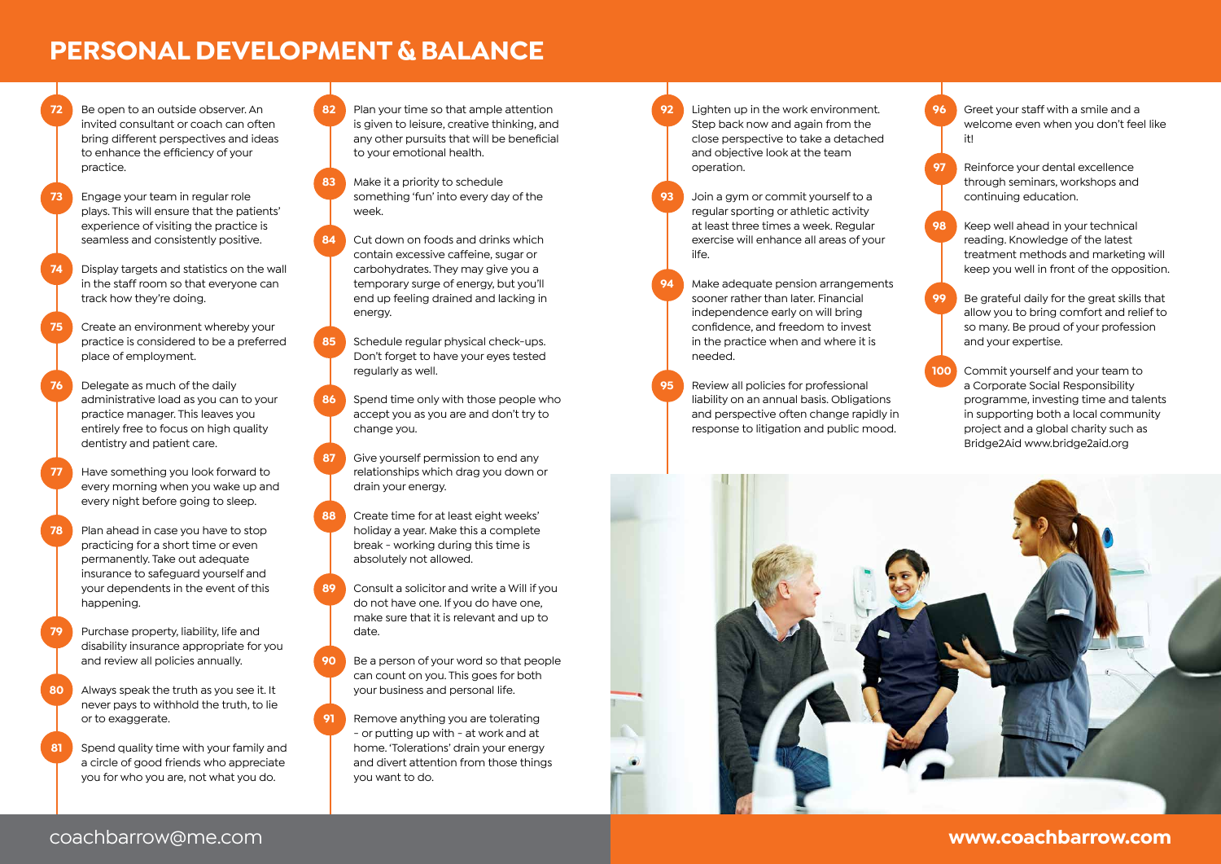# PERSONAL DEVELOPMENT & BALANCE

72. Be open to an outside observer. An invited consultant or coach can often bring different perspectives and ideas to enhance the efficiency of your practice.

73. Engage your team in regular role plays. This will ensure that the patients' experience of visiting the practice is seamless and consistently positive.

74. Display targets and statistics on the wall in the staff room so that everyone can track how they're doing.

75. Create an environment whereby your practice is considered to be a preferred place of employment.

76. Delegate as much of the daily administrative load as you can to your practice manager. This leaves you entirely free to focus on high quality dentistry and patient care.

77. Have something you look forward to every morning when you wake up and every night before going to sleep.

78. Plan ahead in case you have to stop practicing for a short time or even permanently. Take out adequate insurance to safeguard yourself and your dependents in the event of this happening.

79. Purchase property, liability, life and disability insurance appropriate for you and review all policies annually.

80. Always speak the truth as you see it. It never pays to withhold the truth, to lie or to exaggerate.

81. Spend quality time with your family and a circle of good friends who appreciate you for who you are, not what you do.

82. Plan your time so that ample attention is given to leisure, creative thinking, and any other pursuits that will be beneficial to your emotional health.

83. Make it a priority to schedule something 'fun' into every day of the week.

84. Cut down on foods and drinks which contain excessive caffeine, sugar or carbohydrates. They may give you a temporary surge of energy, but you'll end up feeling drained and lacking in energy.

85. Schedule regular physical check-ups. Don't forget to have your eyes tested regularly as well.

86. Spend time only with those people who accept you as you are and don't try to change you.

87. Give yourself permission to end any relationships which drag you down or drain your energy.

88. Create time for at least eight weeks' holiday a year. Make this a complete break - working during this time is absolutely not allowed.

89. Consult a solicitor and write a Will if you do not have one. If you do have one, make sure that it is relevant and up to date.

90. Be a person of your word so that people can count on you. This goes for both your business and personal life.

91. Remove anything you are tolerating - or putting up with - at work and at home. 'Tolerations' drain your energy and divert attention from those things you want to do.

92. Lighten up in the work environment. Step back now and again from the close perspective to take a detached and objective look at the team operation.

93. Join a gym or commit yourself to a regular sporting or athletic activity at least three times a week. Regular exercise will enhance all areas of your life.

94. Make adequate pension arrangements sooner rather than later. Financial independence early on will bring confidence, and freedom to invest in the practice when and where it is needed.

95. Review all policies for professional liability on an annual basis. Obligations and perspective often change rapidly in response to litigation and public mood.

96. Greet your staff with a smile and a welcome even when you don't feel like it!

97. Reinforce your dental excellence through seminars, workshops and continuing education.

98. Keep well ahead in your technical reading. Knowledge of the latest treatment methods and marketing will keep you well in front of the opposition.

99. Be grateful daily for the great skills that allow you to bring comfort and relief to so many. Be proud of your profession and your expertise.

100. Commit yourself and your team to a Corporate Social Responsibility programme, investing time and talents in supporting both a local community project and a global charity such as Bridge2Aid www.bridge2aid.org

coachbarrow@me.com

**www.coachbarrow.com**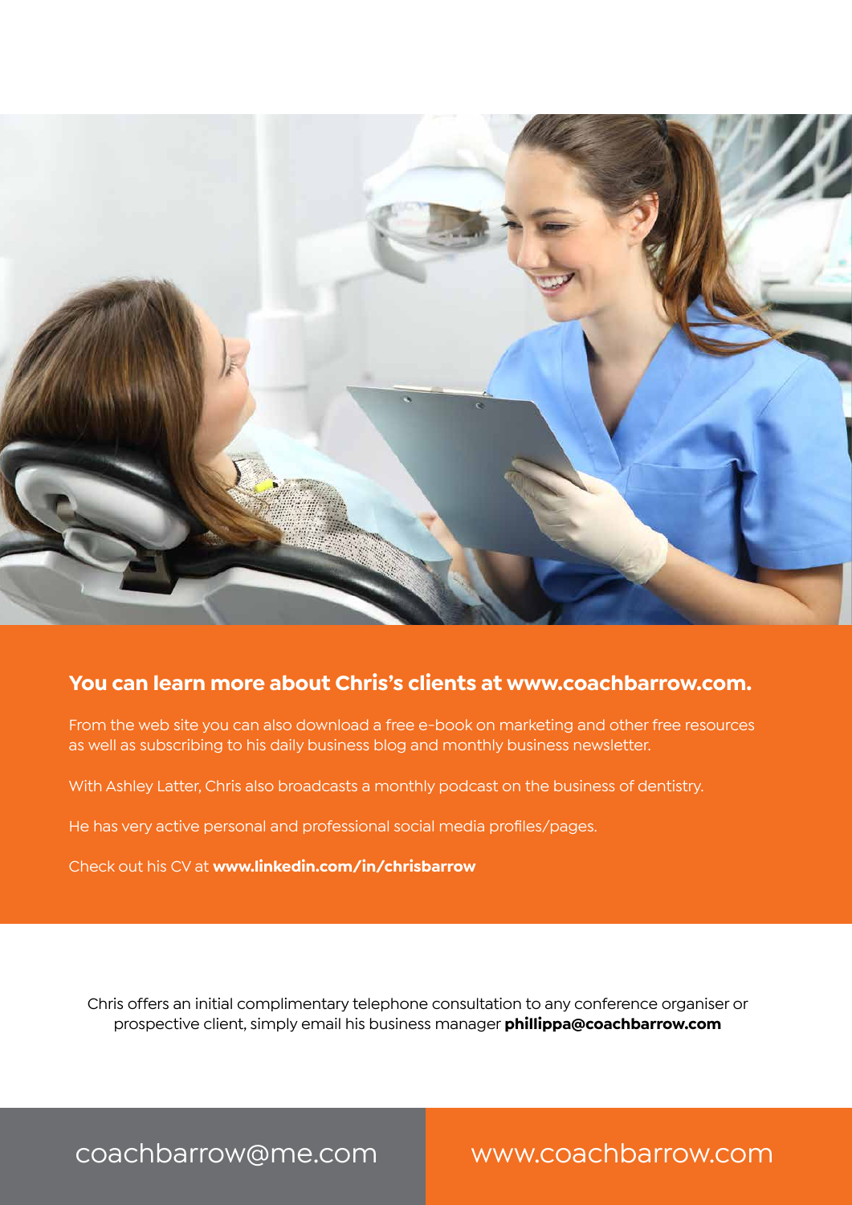**You can learn more about Chris's clients at www.coachbarrow.com.**

From the web site you can also download a free e-book on marketing and other free resources as well as subscribing to his daily business blog and monthly business newsletter.

With Ashley Latter, Chris also broadcasts a monthly podcast on the business of dentistry.

He has very active personal and professional social media profiles/pages.

Check out his CV at **www.linkedin.com/in/chrisbarrow**

Chris offers an initial complimentary telephone consultation to any conference organiser or prospective client, simply email his business manager **phillippa@coachbarrow.com**

coachbarrow@me.com

www.coachbarrow.com